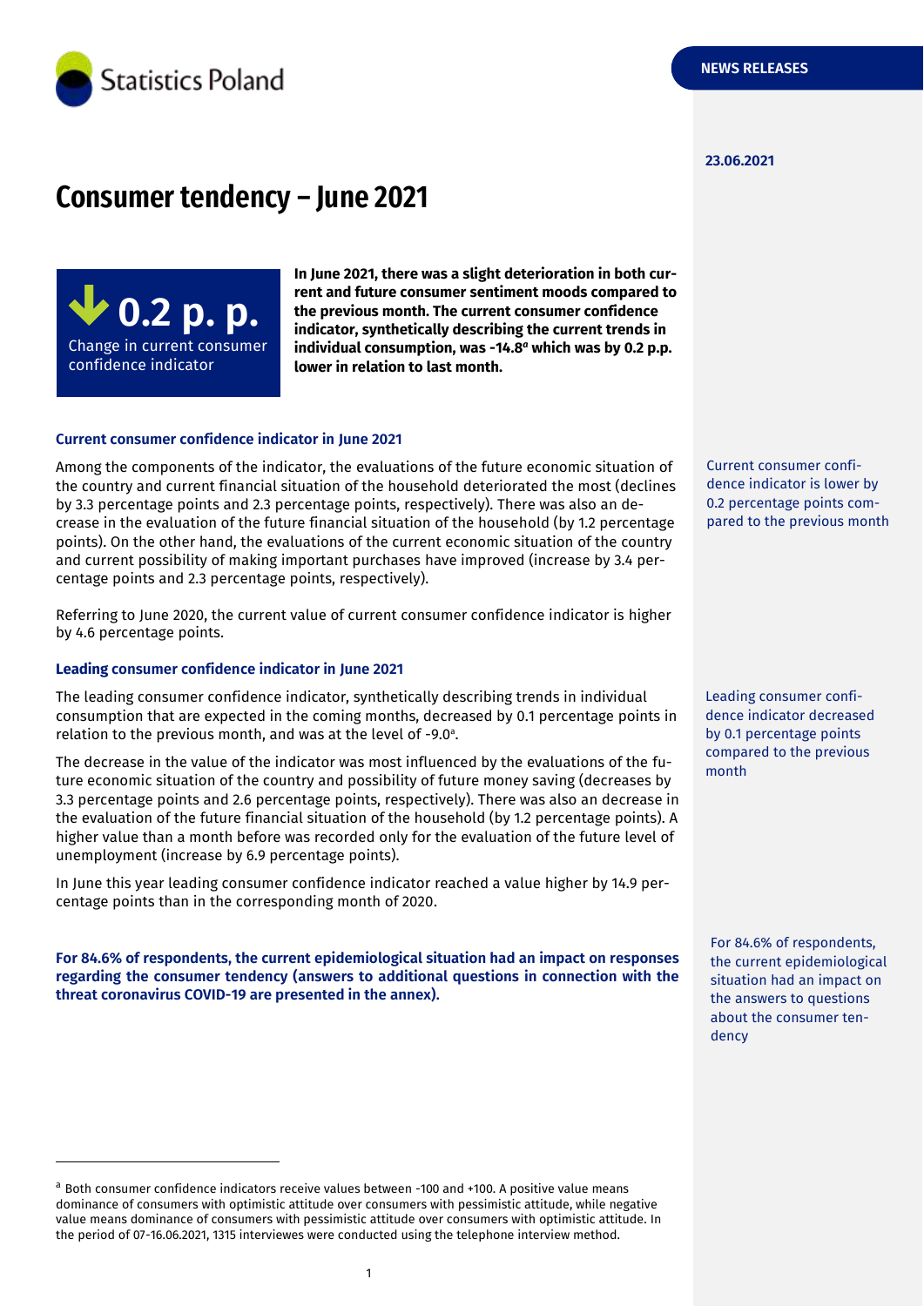Statistics Poland

NEWS RELEASES

23.06.2021

# Consumer tendency – June 2021

**0.2 p. p.**
Change in current consumer confidence indicator

**In June 2021, there was a slight deterioration in both current and future consumer sentiment moods compared to the previous month. The current consumer confidence indicator, synthetically describing the current trends in individual consumption, was -14.8[a] which was by 0.2 p.p. lower in relation to last month.**

### Current consumer confidence indicator in June 2021

Current consumer confidence indicator is lower by 0.2 percentage points compared to the previous month

Among the components of the indicator, the evaluations of the future economic situation of the country and current financial situation of the household deteriorated the most (declines by 3.3 percentage points and 2.3 percentage points, respectively). There was also an decrease in the evaluation of the future financial situation of the household (by 1.2 percentage points). On the other hand, the evaluations of the current economic situation of the country and current possibility of making important purchases have improved (increase by 3.4 percentage points and 2.3 percentage points, respectively).

Referring to June 2020, the current value of current consumer confidence indicator is higher by 4.6 percentage points.

### Leading consumer confidence indicator in June 2021

Leading consumer confidence indicator decreased by 0.1 percentage points compared to the previous month

The leading consumer confidence indicator, synthetically describing trends in individual consumption that are expected in the coming months, decreased by 0.1 percentage points in relation to the previous month, and was at the level of -9.0[a].

The decrease in the value of the indicator was most influenced by the evaluations of the future economic situation of the country and possibility of future money saving (decreases by 3.3 percentage points and 2.6 percentage points, respectively). There was also an decrease in the evaluation of the future financial situation of the household (by 1.2 percentage points). A higher value than a month before was recorded only for the evaluation of the future level of unemployment (increase by 6.9 percentage points).

In June this year leading consumer confidence indicator reached a value higher by 14.9 percentage points than in the corresponding month of 2020.

For 84.6% of respondents, the current epidemiological situation had an impact on the answers to questions about the consumer tendency

**For 84.6% of respondents, the current epidemiological situation had an impact on responses regarding the consumer tendency (answers to additional questions in connection with the threat coronavirus COVID-19 are presented in the annex).**

---

[a] Both consumer confidence indicators receive values between -100 and +100. A positive value means dominance of consumers with optimistic attitude over consumers with pessimistic attitude, while negative value means dominance of consumers with pessimistic attitude over consumers with optimistic attitude. In the period of 07-16.06.2021, 1315 interviewes were conducted using the telephone interview method.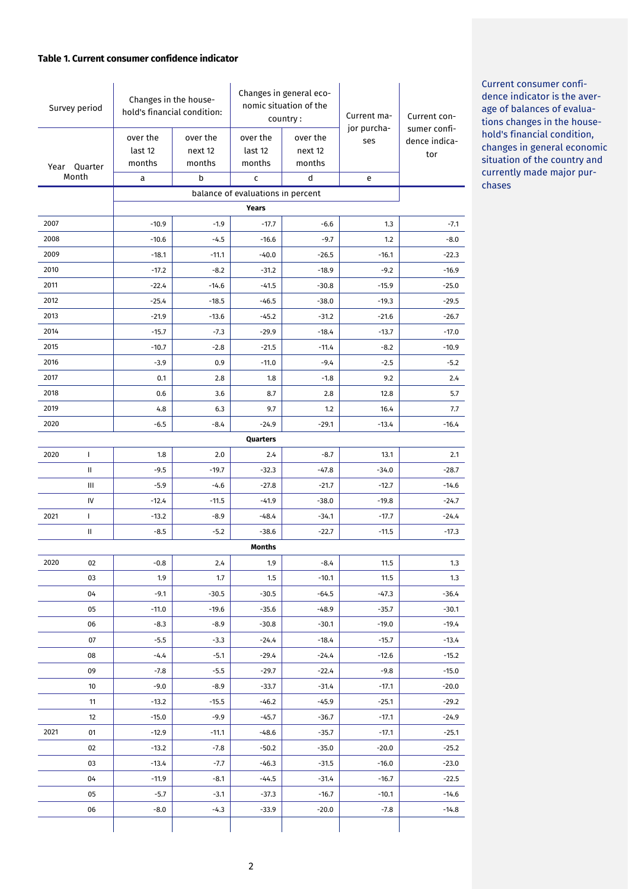**Table 1. Current consumer confidence indicator**

| Survey period | | Changes in the household's financial condition: | | Changes in general economic situation of the country : | | Current major purchases | Current consumer confidence indicator |
|---|---|---|---|---|---|---|---|
| Year | Quarter Month | over the last 12 months | over the next 12 months | over the last 12 months | over the next 12 months | | |
| | | a | b | c | d | e | |
| | | balance of evaluations in percent | | | | | |
| **Years** | | | | | | | |
| 2007 | | -10.9 | -1.9 | -17.7 | -6.6 | 1.3 | -7.1 |
| 2008 | | -10.6 | -4.5 | -16.6 | -9.7 | 1.2 | -8.0 |
| 2009 | | -18.1 | -11.1 | -40.0 | -26.5 | -16.1 | -22.3 |
| 2010 | | -17.2 | -8.2 | -31.2 | -18.9 | -9.2 | -16.9 |
| 2011 | | -22.4 | -14.6 | -41.5 | -30.8 | -15.9 | -25.0 |
| 2012 | | -25.4 | -18.5 | -46.5 | -38.0 | -19.3 | -29.5 |
| 2013 | | -21.9 | -13.6 | -45.2 | -31.2 | -21.6 | -26.7 |
| 2014 | | -15.7 | -7.3 | -29.9 | -18.4 | -13.7 | -17.0 |
| 2015 | | -10.7 | -2.8 | -21.5 | -11.4 | -8.2 | -10.9 |
| 2016 | | -3.9 | 0.9 | -11.0 | -9.4 | -2.5 | -5.2 |
| 2017 | | 0.1 | 2.8 | 1.8 | -1.8 | 9.2 | 2.4 |
| 2018 | | 0.6 | 3.6 | 8.7 | 2.8 | 12.8 | 5.7 |
| 2019 | | 4.8 | 6.3 | 9.7 | 1.2 | 16.4 | 7.7 |
| 2020 | | -6.5 | -8.4 | -24.9 | -29.1 | -13.4 | -16.4 |
| **Quarters** | | | | | | | |
| 2020 | I | 1.8 | 2.0 | 2.4 | -8.7 | 13.1 | 2.1 |
| | II | -9.5 | -19.7 | -32.3 | -47.8 | -34.0 | -28.7 |
| | III | -5.9 | -4.6 | -27.8 | -21.7 | -12.7 | -14.6 |
| | IV | -12.4 | -11.5 | -41.9 | -38.0 | -19.8 | -24.7 |
| 2021 | I | -13.2 | -8.9 | -48.4 | -34.1 | -17.7 | -24.4 |
| | II | -8.5 | -5.2 | -38.6 | -22.7 | -11.5 | -17.3 |
| **Months** | | | | | | | |
| 2020 | 02 | -0.8 | 2.4 | 1.9 | -8.4 | 11.5 | 1.3 |
| | 03 | 1.9 | 1.7 | 1.5 | -10.1 | 11.5 | 1.3 |
| | 04 | -9.1 | -30.5 | -30.5 | -64.5 | -47.3 | -36.4 |
| | 05 | -11.0 | -19.6 | -35.6 | -48.9 | -35.7 | -30.1 |
| | 06 | -8.3 | -8.9 | -30.8 | -30.1 | -19.0 | -19.4 |
| | 07 | -5.5 | -3.3 | -24.4 | -18.4 | -15.7 | -13.4 |
| | 08 | -4.4 | -5.1 | -29.4 | -24.4 | -12.6 | -15.2 |
| | 09 | -7.8 | -5.5 | -29.7 | -22.4 | -9.8 | -15.0 |
| | 10 | -9.0 | -8.9 | -33.7 | -31.4 | -17.1 | -20.0 |
| | 11 | -13.2 | -15.5 | -46.2 | -45.9 | -25.1 | -29.2 |
| | 12 | -15.0 | -9.9 | -45.7 | -36.7 | -17.1 | -24.9 |
| 2021 | 01 | -12.9 | -11.1 | -48.6 | -35.7 | -17.1 | -25.1 |
| | 02 | -13.2 | -7.8 | -50.2 | -35.0 | -20.0 | -25.2 |
| | 03 | -13.4 | -7.7 | -46.3 | -31.5 | -16.0 | -23.0 |
| | 04 | -11.9 | -8.1 | -44.5 | -31.4 | -16.7 | -22.5 |
| | 05 | -5.7 | -3.1 | -37.3 | -16.7 | -10.1 | -14.6 |
| | 06 | -8.0 | -4.3 | -33.9 | -20.0 | -7.8 | -14.8 |

Current consumer confidence indicator is the average of balances of evaluations changes in the household's financial condition, changes in general economic situation of the country and currently made major purchases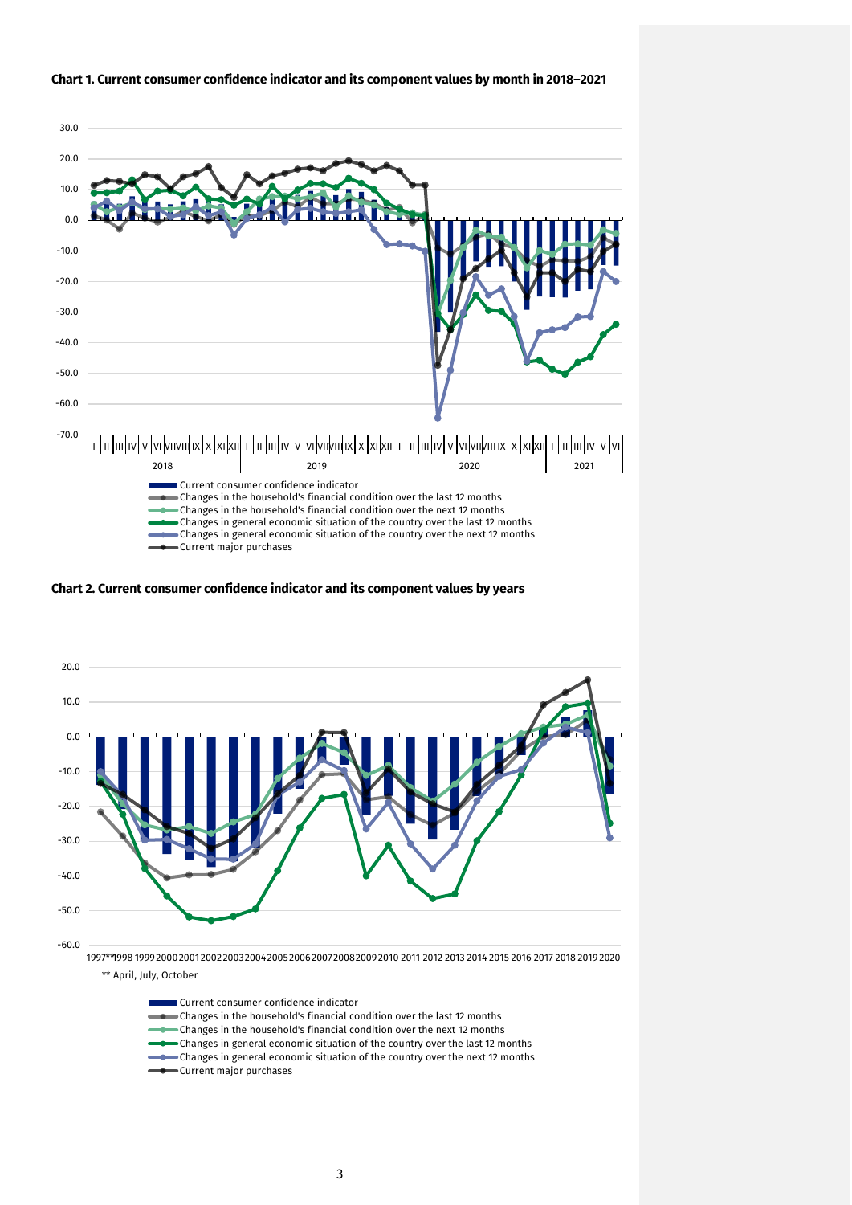**Chart 1. Current consumer confidence indicator and its component values by month in 2018–2021**

**Chart 2. Current consumer confidence indicator and its component values by years**

** April, July, October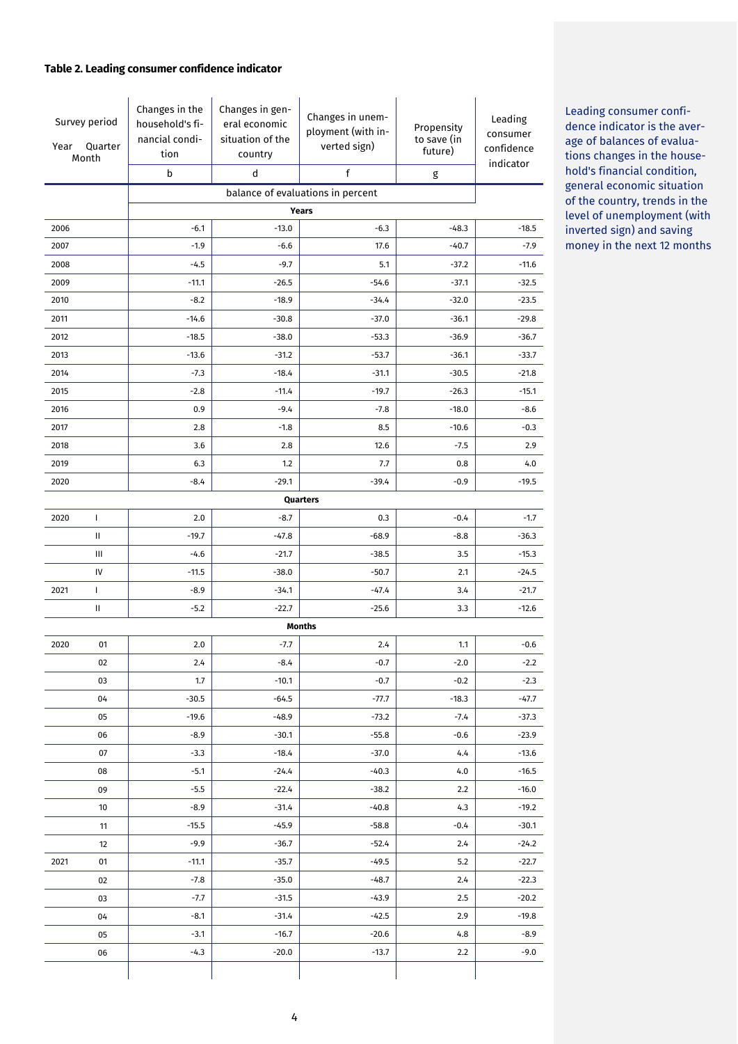### Table 2. Leading consumer confidence indicator

| Survey period Year | Quarter Month | Changes in the household's financial condition | Changes in general economic situation of the country | Changes in unemployment (with inverted sign) | Propensity to save (in future) | Leading consumer confidence indicator |
|---|---|---|---|---|---|---|
| | | b | d | f | g | |
| | | balance of evaluations in percent | | | | |
| **Years** | | | | | | |
| 2006 | | -6.1 | -13.0 | -6.3 | -48.3 | -18.5 |
| 2007 | | -1.9 | -6.6 | 17.6 | -40.7 | -7.9 |
| 2008 | | -4.5 | -9.7 | 5.1 | -37.2 | -11.6 |
| 2009 | | -11.1 | -26.5 | -54.6 | -37.1 | -32.5 |
| 2010 | | -8.2 | -18.9 | -34.4 | -32.0 | -23.5 |
| 2011 | | -14.6 | -30.8 | -37.0 | -36.1 | -29.8 |
| 2012 | | -18.5 | -38.0 | -53.3 | -36.9 | -36.7 |
| 2013 | | -13.6 | -31.2 | -53.7 | -36.1 | -33.7 |
| 2014 | | -7.3 | -18.4 | -31.1 | -30.5 | -21.8 |
| 2015 | | -2.8 | -11.4 | -19.7 | -26.3 | -15.1 |
| 2016 | | 0.9 | -9.4 | -7.8 | -18.0 | -8.6 |
| 2017 | | 2.8 | -1.8 | 8.5 | -10.6 | -0.3 |
| 2018 | | 3.6 | 2.8 | 12.6 | -7.5 | 2.9 |
| 2019 | | 6.3 | 1.2 | 7.7 | 0.8 | 4.0 |
| 2020 | | -8.4 | -29.1 | -39.4 | -0.9 | -19.5 |
| **Quarters** | | | | | | |
| 2020 | I | 2.0 | -8.7 | 0.3 | -0.4 | -1.7 |
| | II | -19.7 | -47.8 | -68.9 | -8.8 | -36.3 |
| | III | -4.6 | -21.7 | -38.5 | 3.5 | -15.3 |
| | IV | -11.5 | -38.0 | -50.7 | 2.1 | -24.5 |
| 2021 | I | -8.9 | -34.1 | -47.4 | 3.4 | -21.7 |
| | II | -5.2 | -22.7 | -25.6 | 3.3 | -12.6 |
| **Months** | | | | | | |
| 2020 | 01 | 2.0 | -7.7 | 2.4 | 1.1 | -0.6 |
| | 02 | 2.4 | -8.4 | -0.7 | -2.0 | -2.2 |
| | 03 | 1.7 | -10.1 | -0.7 | -0.2 | -2.3 |
| | 04 | -30.5 | -64.5 | -77.7 | -18.3 | -47.7 |
| | 05 | -19.6 | -48.9 | -73.2 | -7.4 | -37.3 |
| | 06 | -8.9 | -30.1 | -55.8 | -0.6 | -23.9 |
| | 07 | -3.3 | -18.4 | -37.0 | 4.4 | -13.6 |
| | 08 | -5.1 | -24.4 | -40.3 | 4.0 | -16.5 |
| | 09 | -5.5 | -22.4 | -38.2 | 2.2 | -16.0 |
| | 10 | -8.9 | -31.4 | -40.8 | 4.3 | -19.2 |
| | 11 | -15.5 | -45.9 | -58.8 | -0.4 | -30.1 |
| | 12 | -9.9 | -36.7 | -52.4 | 2.4 | -24.2 |
| 2021 | 01 | -11.1 | -35.7 | -49.5 | 5.2 | -22.7 |
| | 02 | -7.8 | -35.0 | -48.7 | 2.4 | -22.3 |
| | 03 | -7.7 | -31.5 | -43.9 | 2.5 | -20.2 |
| | 04 | -8.1 | -31.4 | -42.5 | 2.9 | -19.8 |
| | 05 | -3.1 | -16.7 | -20.6 | 4.8 | -8.9 |
| | 06 | -4.3 | -20.0 | -13.7 | 2.2 | -9.0 |

Leading consumer confidence indicator is the average of balances of evaluations changes in the household's financial condition, general economic situation of the country, trends in the level of unemployment (with inverted sign) and saving money in the next 12 months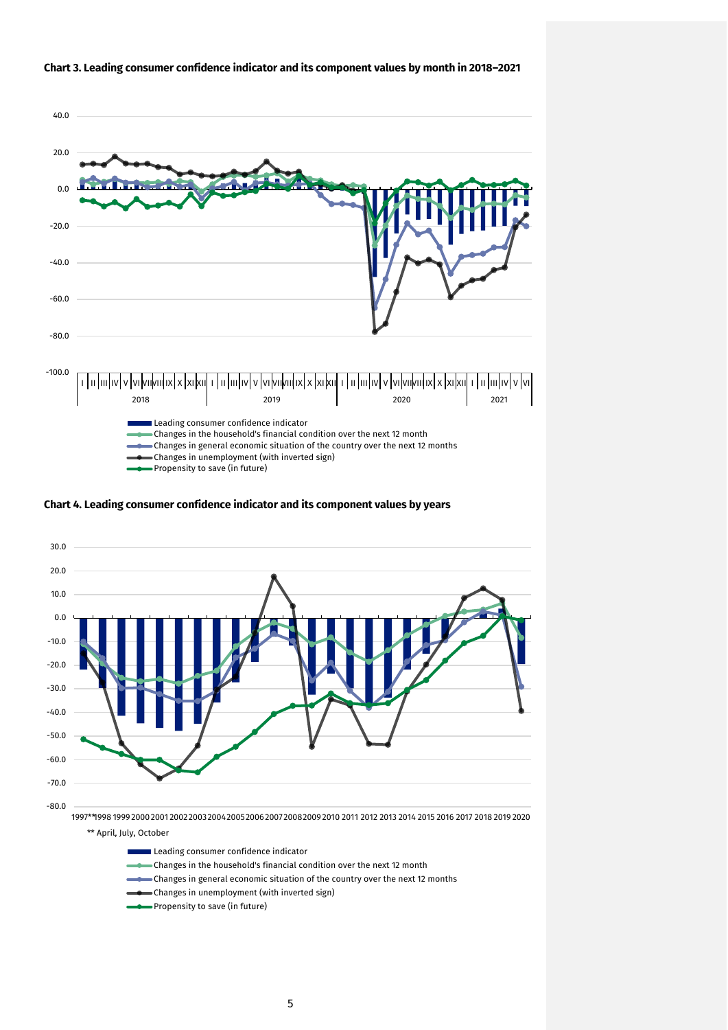**Chart 3. Leading consumer confidence indicator and its component values by month in 2018–2021**

- Leading consumer confidence indicator
- Changes in the household's financial condition over the next 12 month
- Changes in general economic situation of the country over the next 12 months
- Changes in unemployment (with inverted sign)
- Propensity to save (in future)

**Chart 4. Leading consumer confidence indicator and its component values by years**

** April, July, October

- Leading consumer confidence indicator
- Changes in the household's financial condition over the next 12 month
- Changes in general economic situation of the country over the next 12 months
- Changes in unemployment (with inverted sign)
- Propensity to save (in future)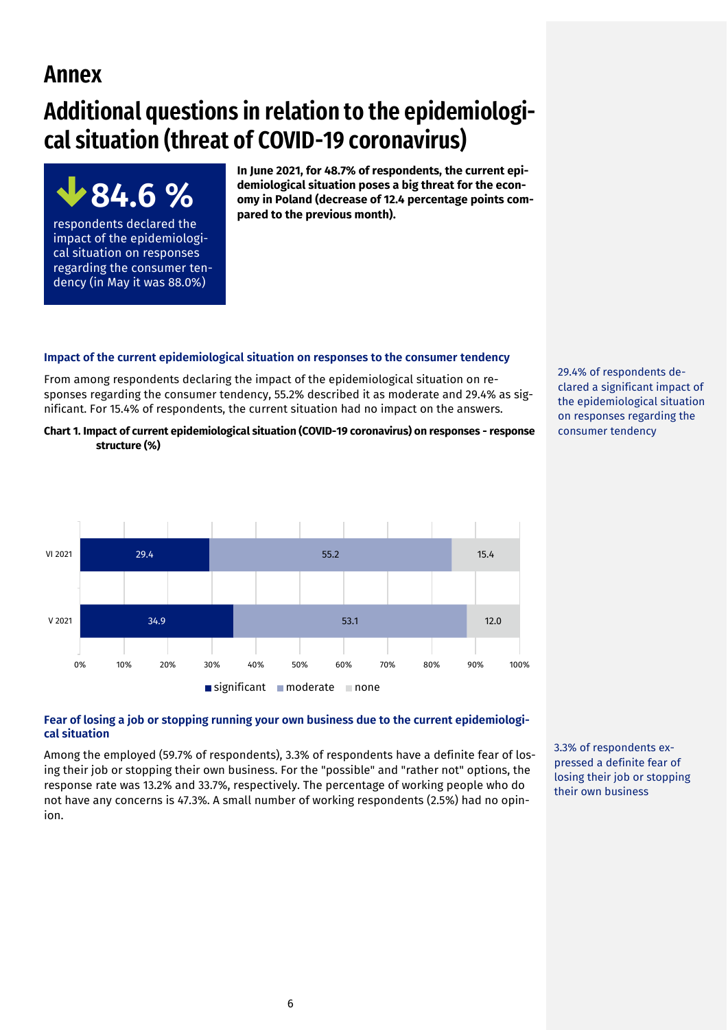# Annex

# Additional questions in relation to the epidemiological situation (threat of COVID-19 coronavirus)

**84.6 %**

respondents declared the impact of the epidemiological situation on responses regarding the consumer tendency (in May it was 88.0%)

**In June 2021, for 48.7% of respondents, the current epidemiological situation poses a big threat for the economy in Poland (decrease of 12.4 percentage points compared to the previous month).**

### Impact of the current epidemiological situation on responses to the consumer tendency

From among respondents declaring the impact of the epidemiological situation on responses regarding the consumer tendency, 55.2% described it as moderate and 29.4% as significant. For 15.4% of respondents, the current situation had no impact on the answers.

29.4% of respondents declared a significant impact of the epidemiological situation on responses regarding the consumer tendency

**Chart 1. Impact of current epidemiological situation (COVID-19 coronavirus) on responses - response structure (%)**

| | significant | moderate | none |
|---|---|---|---|
| VI 2021 | 29.4 | 55.2 | 15.4 |
| V 2021 | 34.9 | 53.1 | 12.0 |

### Fear of losing a job or stopping running your own business due to the current epidemiological situation

Among the employed (59.7% of respondents), 3.3% of respondents have a definite fear of losing their job or stopping their own business. For the "possible" and "rather not" options, the response rate was 13.2% and 33.7%, respectively. The percentage of working people who do not have any concerns is 47.3%. A small number of working respondents (2.5%) had no opinion.

3.3% of respondents expressed a definite fear of losing their job or stopping their own business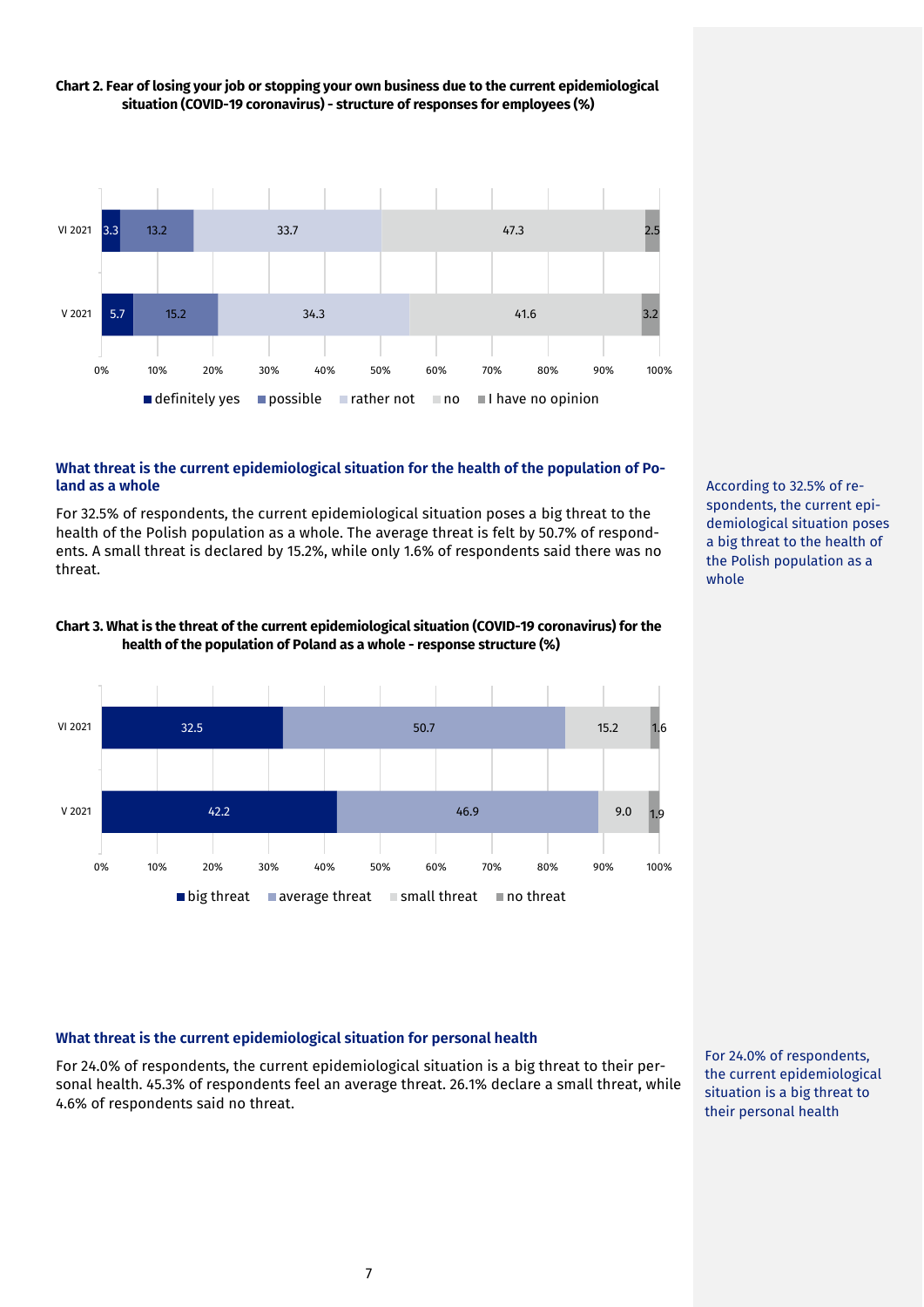**Chart 2. Fear of losing your job or stopping your own business due to the current epidemiological situation (COVID-19 coronavirus) - structure of responses for employees (%)**

| | definitely yes | possible | rather not | no | I have no opinion |
|---|---|---|---|---|---|
| VI 2021 | 3.3 | 13.2 | 33.7 | 47.3 | 2.5 |
| V 2021 | 5.7 | 15.2 | 34.3 | 41.6 | 3.2 |

### What threat is the current epidemiological situation for the health of the population of Poland as a whole

For 32.5% of respondents, the current epidemiological situation poses a big threat to the health of the Polish population as a whole. The average threat is felt by 50.7% of respondents. A small threat is declared by 15.2%, while only 1.6% of respondents said there was no threat.

According to 32.5% of respondents, the current epidemiological situation poses a big threat to the health of the Polish population as a whole

**Chart 3. What is the threat of the current epidemiological situation (COVID-19 coronavirus) for the health of the population of Poland as a whole - response structure (%)**

| | big threat | average threat | small threat | no threat |
|---|---|---|---|---|
| VI 2021 | 32.5 | 50.7 | 15.2 | 1.6 |
| V 2021 | 42.2 | 46.9 | 9.0 | 1.9 |

### What threat is the current epidemiological situation for personal health

For 24.0% of respondents, the current epidemiological situation is a big threat to their personal health. 45.3% of respondents feel an average threat. 26.1% declare a small threat, while 4.6% of respondents said no threat.

For 24.0% of respondents, the current epidemiological situation is a big threat to their personal health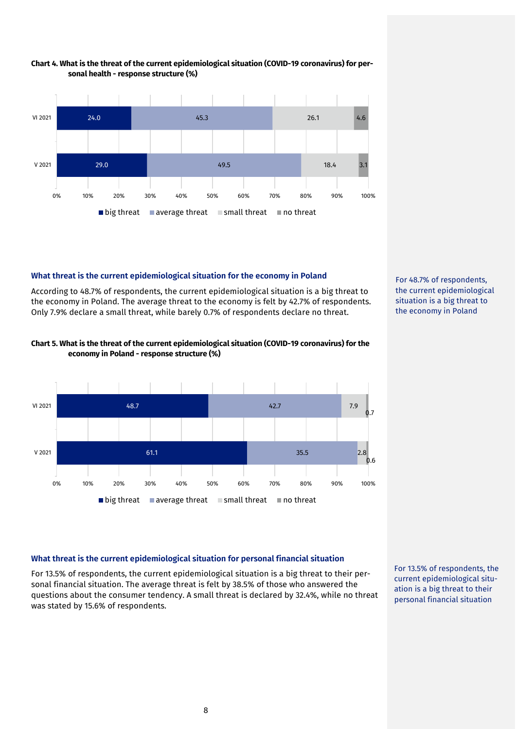**Chart 4. What is the threat of the current epidemiological situation (COVID-19 coronavirus) for personal health - response structure (%)**

| | big threat | average threat | small threat | no threat |
|---|---|---|---|---|
| VI 2021 | 24.0 | 45.3 | 26.1 | 4.6 |
| V 2021 | 29.0 | 49.5 | 18.4 | 3.1 |

### What threat is the current epidemiological situation for the economy in Poland

According to 48.7% of respondents, the current epidemiological situation is a big threat to the economy in Poland. The average threat to the economy is felt by 42.7% of respondents. Only 7.9% declare a small threat, while barely 0.7% of respondents declare no threat.

For 48.7% of respondents, the current epidemiological situation is a big threat to the economy in Poland

**Chart 5. What is the threat of the current epidemiological situation (COVID-19 coronavirus) for the economy in Poland - response structure (%)**

| | big threat | average threat | small threat | no threat |
|---|---|---|---|---|
| VI 2021 | 48.7 | 42.7 | 7.9 | 0.7 |
| V 2021 | 61.1 | 35.5 | 2.8 | 0.6 |

### What threat is the current epidemiological situation for personal financial situation

For 13.5% of respondents, the current epidemiological situation is a big threat to their personal financial situation. The average threat is felt by 38.5% of those who answered the questions about the consumer tendency. A small threat is declared by 32.4%, while no threat was stated by 15.6% of respondents.

For 13.5% of respondents, the current epidemiological situation is a big threat to their personal financial situation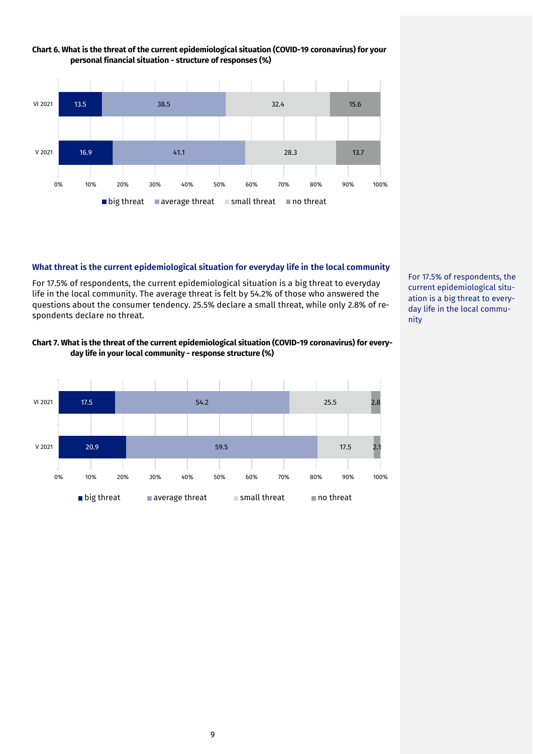**Chart 6. What is the threat of the current epidemiological situation (COVID-19 coronavirus) for your personal financial situation - structure of responses (%)**

| | big threat | average threat | small threat | no threat |
|---|---|---|---|---|
| VI 2021 | 13.5 | 38.5 | 32.4 | 15.6 |
| V 2021 | 16.9 | 41.1 | 28.3 | 13.7 |

## What threat is the current epidemiological situation for everyday life in the local community

For 17.5% of respondents, the current epidemiological situation is a big threat to everyday life in the local community. The average threat is felt by 54.2% of those who answered the questions about the consumer tendency. 25.5% declare a small threat, while only 2.8% of respondents declare no threat.

For 17.5% of respondents, the current epidemiological situation is a big threat to everyday life in the local community

**Chart 7. What is the threat of the current epidemiological situation (COVID-19 coronavirus) for everyday life in your local community - response structure (%)**

| | big threat | average threat | small threat | no threat |
|---|---|---|---|---|
| VI 2021 | 17.5 | 54.2 | 25.5 | 2.8 |
| V 2021 | 20.9 | 59.5 | 17.5 | 2.1 |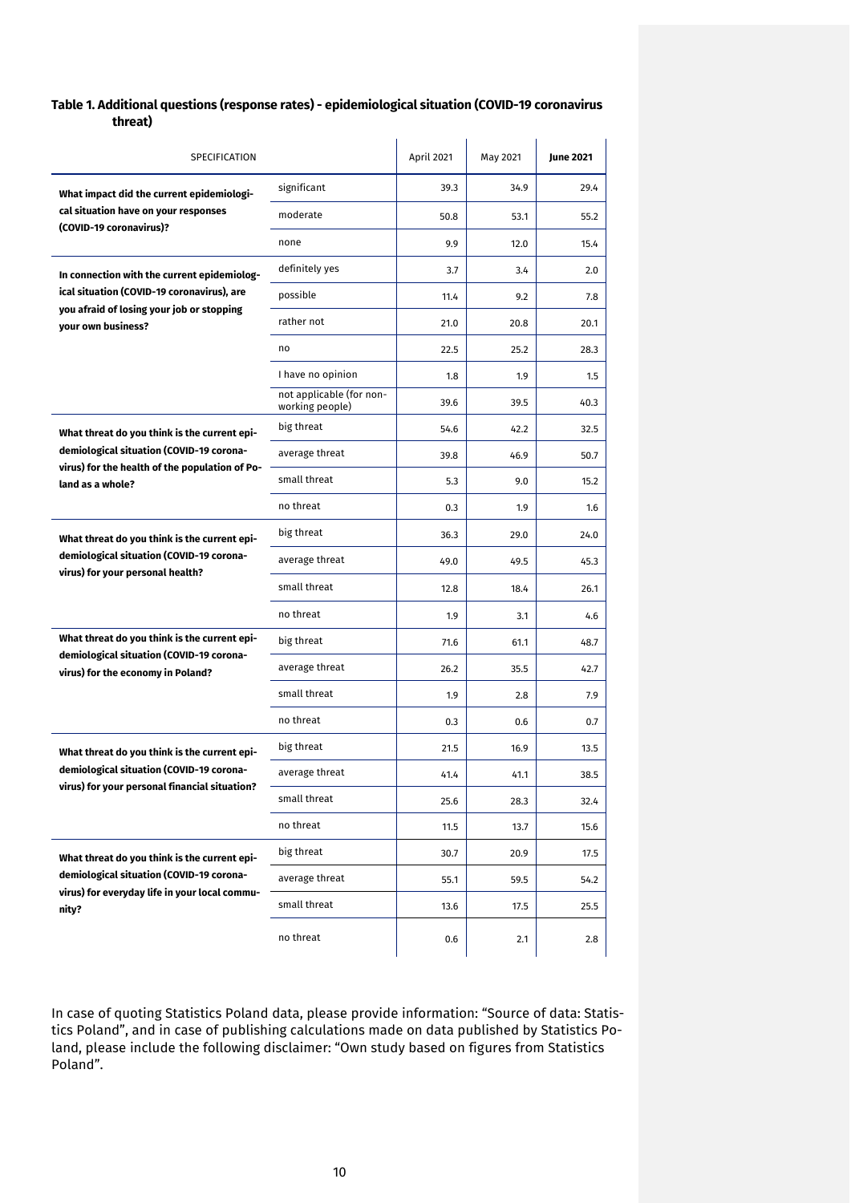**Table 1. Additional questions (response rates) - epidemiological situation (COVID-19 coronavirus threat)**

| SPECIFICATION | | April 2021 | May 2021 | **June 2021** |
|---|---|---|---|---|
| **What impact did the current epidemiological situation have on your responses (COVID-19 coronavirus)?** | significant | 39.3 | 34.9 | 29.4 |
| | moderate | 50.8 | 53.1 | 55.2 |
| | none | 9.9 | 12.0 | 15.4 |
| **In connection with the current epidemiological situation (COVID-19 coronavirus), are you afraid of losing your job or stopping your own business?** | definitely yes | 3.7 | 3.4 | 2.0 |
| | possible | 11.4 | 9.2 | 7.8 |
| | rather not | 21.0 | 20.8 | 20.1 |
| | no | 22.5 | 25.2 | 28.3 |
| | I have no opinion | 1.8 | 1.9 | 1.5 |
| | not applicable (for non-working people) | 39.6 | 39.5 | 40.3 |
| **What threat do you think is the current epidemiological situation (COVID-19 coronavirus) for the health of the population of Poland as a whole?** | big threat | 54.6 | 42.2 | 32.5 |
| | average threat | 39.8 | 46.9 | 50.7 |
| | small threat | 5.3 | 9.0 | 15.2 |
| | no threat | 0.3 | 1.9 | 1.6 |
| **What threat do you think is the current epidemiological situation (COVID-19 coronavirus) for your personal health?** | big threat | 36.3 | 29.0 | 24.0 |
| | average threat | 49.0 | 49.5 | 45.3 |
| | small threat | 12.8 | 18.4 | 26.1 |
| | no threat | 1.9 | 3.1 | 4.6 |
| **What threat do you think is the current epidemiological situation (COVID-19 coronavirus) for the economy in Poland?** | big threat | 71.6 | 61.1 | 48.7 |
| | average threat | 26.2 | 35.5 | 42.7 |
| | small threat | 1.9 | 2.8 | 7.9 |
| | no threat | 0.3 | 0.6 | 0.7 |
| **What threat do you think is the current epidemiological situation (COVID-19 coronavirus) for your personal financial situation?** | big threat | 21.5 | 16.9 | 13.5 |
| | average threat | 41.4 | 41.1 | 38.5 |
| | small threat | 25.6 | 28.3 | 32.4 |
| | no threat | 11.5 | 13.7 | 15.6 |
| **What threat do you think is the current epidemiological situation (COVID-19 coronavirus) for everyday life in your local community?** | big threat | 30.7 | 20.9 | 17.5 |
| | average threat | 55.1 | 59.5 | 54.2 |
| | small threat | 13.6 | 17.5 | 25.5 |
| | no threat | 0.6 | 2.1 | 2.8 |

In case of quoting Statistics Poland data, please provide information: "Source of data: Statistics Poland", and in case of publishing calculations made on data published by Statistics Poland, please include the following disclaimer: "Own study based on figures from Statistics Poland".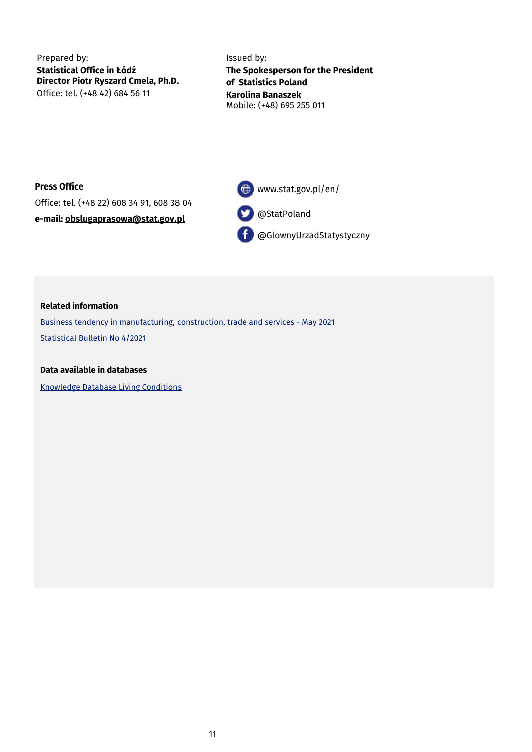Prepared by:
**Statistical Office in Łódź**
**Director Piotr Ryszard Cmela, Ph.D.**
Office: tel. (+48 42) 684 56 11

Issued by:
**The Spokesperson for the President of Statistics Poland**
**Karolina Banaszek**
Mobile: (+48) 695 255 011

**Press Office**
Office: tel. (+48 22) 608 34 91, 608 38 04
**e-mail: obslugaprasowa@stat.gov.pl**

www.stat.gov.pl/en/
@StatPoland
@GlownyUrzadStatystyczny

**Related information**

Business tendency in manufacturing, construction, trade and services - May 2021

Statistical Bulletin No 4/2021

**Data available in databases**

Knowledge Database Living Conditions